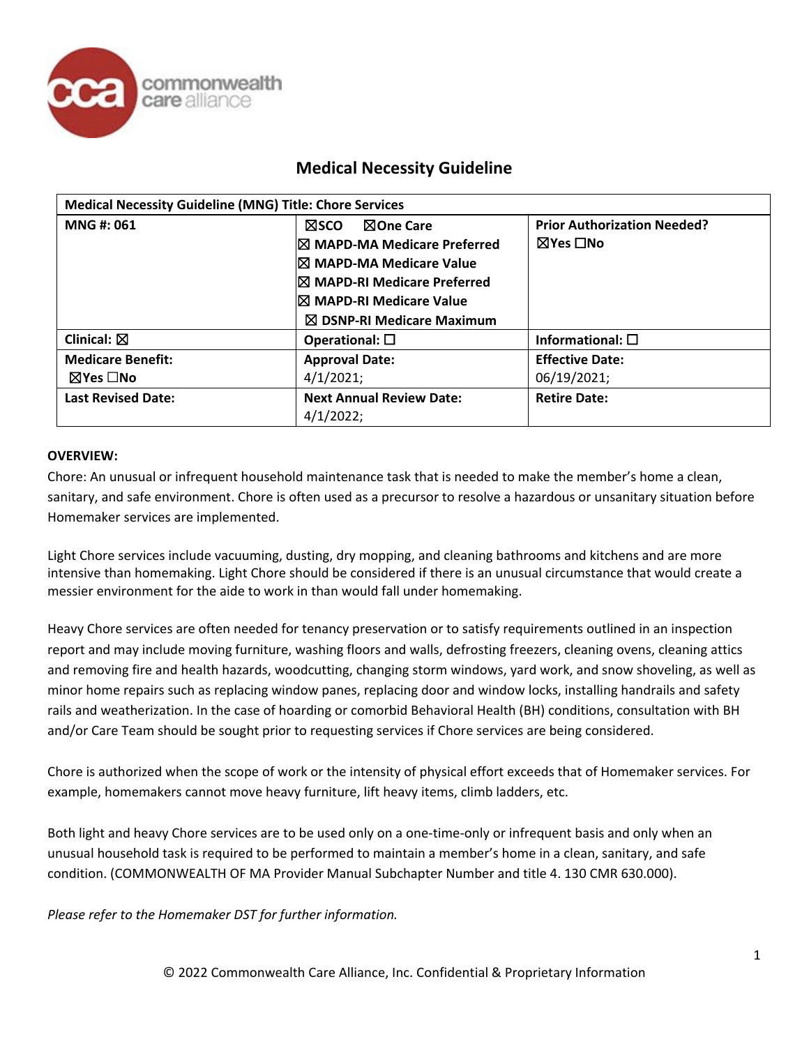# Medical Necessity Guideline

| Medical Necessity Guideline (MNG) Title: Chore Services | | |
|---|---|---|
| **MNG #: 061** | ☒SCO ☒One Care<br>☒ MAPD-MA Medicare Preferred<br>☒ MAPD-MA Medicare Value<br>☒ MAPD-RI Medicare Preferred<br>☒ MAPD-RI Medicare Value<br>☒ DSNP-RI Medicare Maximum | **Prior Authorization Needed?**<br>☒Yes ☐No |
| **Clinical:** ☒ | **Operational:** ☐ | **Informational:** ☐ |
| **Medicare Benefit:**<br>☒Yes ☐No | **Approval Date:**<br>4/1/2021; | **Effective Date:**<br>06/19/2021; |
| **Last Revised Date:** | **Next Annual Review Date:**<br>4/1/2022; | **Retire Date:** |

**OVERVIEW:**

Chore: An unusual or infrequent household maintenance task that is needed to make the member's home a clean, sanitary, and safe environment. Chore is often used as a precursor to resolve a hazardous or unsanitary situation before Homemaker services are implemented.

Light Chore services include vacuuming, dusting, dry mopping, and cleaning bathrooms and kitchens and are more intensive than homemaking. Light Chore should be considered if there is an unusual circumstance that would create a messier environment for the aide to work in than would fall under homemaking.

Heavy Chore services are often needed for tenancy preservation or to satisfy requirements outlined in an inspection report and may include moving furniture, washing floors and walls, defrosting freezers, cleaning ovens, cleaning attics and removing fire and health hazards, woodcutting, changing storm windows, yard work, and snow shoveling, as well as minor home repairs such as replacing window panes, replacing door and window locks, installing handrails and safety rails and weatherization. In the case of hoarding or comorbid Behavioral Health (BH) conditions, consultation with BH and/or Care Team should be sought prior to requesting services if Chore services are being considered.

Chore is authorized when the scope of work or the intensity of physical effort exceeds that of Homemaker services. For example, homemakers cannot move heavy furniture, lift heavy items, climb ladders, etc.

Both light and heavy Chore services are to be used only on a one-time-only or infrequent basis and only when an unusual household task is required to be performed to maintain a member's home in a clean, sanitary, and safe condition. (COMMONWEALTH OF MA Provider Manual Subchapter Number and title 4. 130 CMR 630.000).

*Please refer to the Homemaker DST for further information.*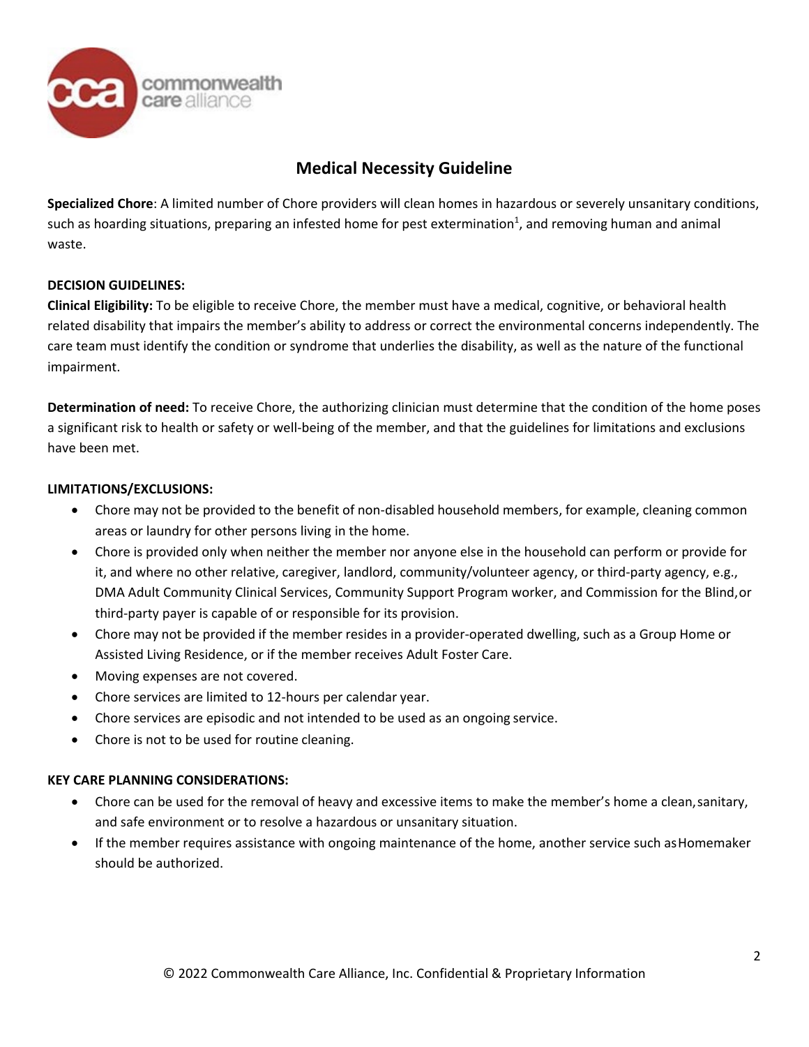# Medical Necessity Guideline

**Specialized Chore**: A limited number of Chore providers will clean homes in hazardous or severely unsanitary conditions, such as hoarding situations, preparing an infested home for pest extermination[1], and removing human and animal waste.

**DECISION GUIDELINES:**

**Clinical Eligibility:** To be eligible to receive Chore, the member must have a medical, cognitive, or behavioral health related disability that impairs the member's ability to address or correct the environmental concerns independently. The care team must identify the condition or syndrome that underlies the disability, as well as the nature of the functional impairment.

**Determination of need:** To receive Chore, the authorizing clinician must determine that the condition of the home poses a significant risk to health or safety or well-being of the member, and that the guidelines for limitations and exclusions have been met.

**LIMITATIONS/EXCLUSIONS:**

- Chore may not be provided to the benefit of non-disabled household members, for example, cleaning common areas or laundry for other persons living in the home.
- Chore is provided only when neither the member nor anyone else in the household can perform or provide for it, and where no other relative, caregiver, landlord, community/volunteer agency, or third-party agency, e.g., DMA Adult Community Clinical Services, Community Support Program worker, and Commission for the Blind, or third-party payer is capable of or responsible for its provision.
- Chore may not be provided if the member resides in a provider-operated dwelling, such as a Group Home or Assisted Living Residence, or if the member receives Adult Foster Care.
- Moving expenses are not covered.
- Chore services are limited to 12-hours per calendar year.
- Chore services are episodic and not intended to be used as an ongoing service.
- Chore is not to be used for routine cleaning.

**KEY CARE PLANNING CONSIDERATIONS:**

- Chore can be used for the removal of heavy and excessive items to make the member's home a clean, sanitary, and safe environment or to resolve a hazardous or unsanitary situation.
- If the member requires assistance with ongoing maintenance of the home, another service such as Homemaker should be authorized.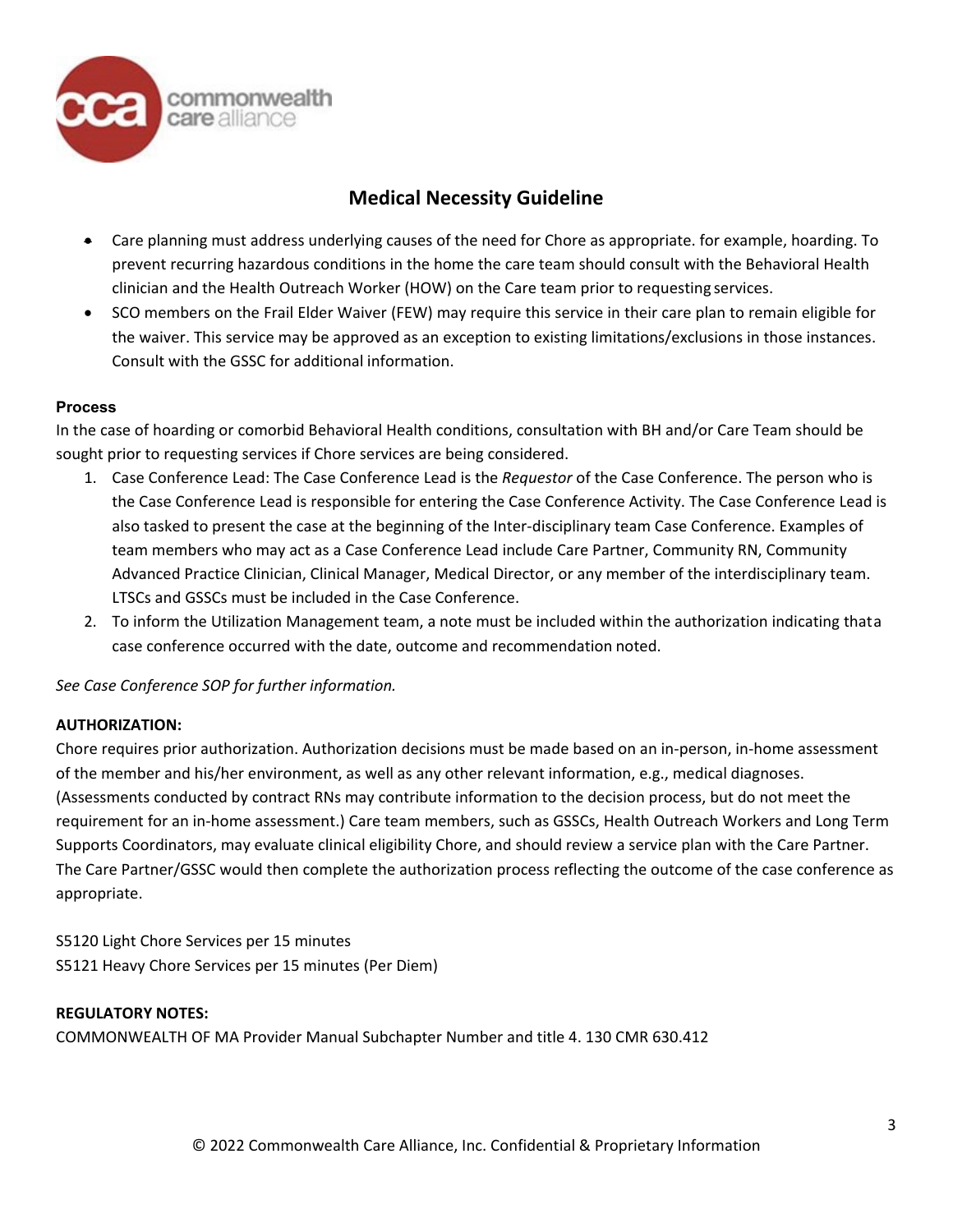## Medical Necessity Guideline

- Care planning must address underlying causes of the need for Chore as appropriate. for example, hoarding. To prevent recurring hazardous conditions in the home the care team should consult with the Behavioral Health clinician and the Health Outreach Worker (HOW) on the Care team prior to requesting services.
- SCO members on the Frail Elder Waiver (FEW) may require this service in their care plan to remain eligible for the waiver. This service may be approved as an exception to existing limitations/exclusions in those instances. Consult with the GSSC for additional information.

**Process**

In the case of hoarding or comorbid Behavioral Health conditions, consultation with BH and/or Care Team should be sought prior to requesting services if Chore services are being considered.

1. Case Conference Lead: The Case Conference Lead is the *Requestor* of the Case Conference. The person who is the Case Conference Lead is responsible for entering the Case Conference Activity. The Case Conference Lead is also tasked to present the case at the beginning of the Inter-disciplinary team Case Conference. Examples of team members who may act as a Case Conference Lead include Care Partner, Community RN, Community Advanced Practice Clinician, Clinical Manager, Medical Director, or any member of the interdisciplinary team. LTSCs and GSSCs must be included in the Case Conference.
2. To inform the Utilization Management team, a note must be included within the authorization indicating that a case conference occurred with the date, outcome and recommendation noted.

*See Case Conference SOP for further information.*

**AUTHORIZATION:**

Chore requires prior authorization. Authorization decisions must be made based on an in-person, in-home assessment of the member and his/her environment, as well as any other relevant information, e.g., medical diagnoses. (Assessments conducted by contract RNs may contribute information to the decision process, but do not meet the requirement for an in-home assessment.) Care team members, such as GSSCs, Health Outreach Workers and Long Term Supports Coordinators, may evaluate clinical eligibility Chore, and should review a service plan with the Care Partner. The Care Partner/GSSC would then complete the authorization process reflecting the outcome of the case conference as appropriate.

S5120 Light Chore Services per 15 minutes
S5121 Heavy Chore Services per 15 minutes (Per Diem)

**REGULATORY NOTES:**

COMMONWEALTH OF MA Provider Manual Subchapter Number and title 4. 130 CMR 630.412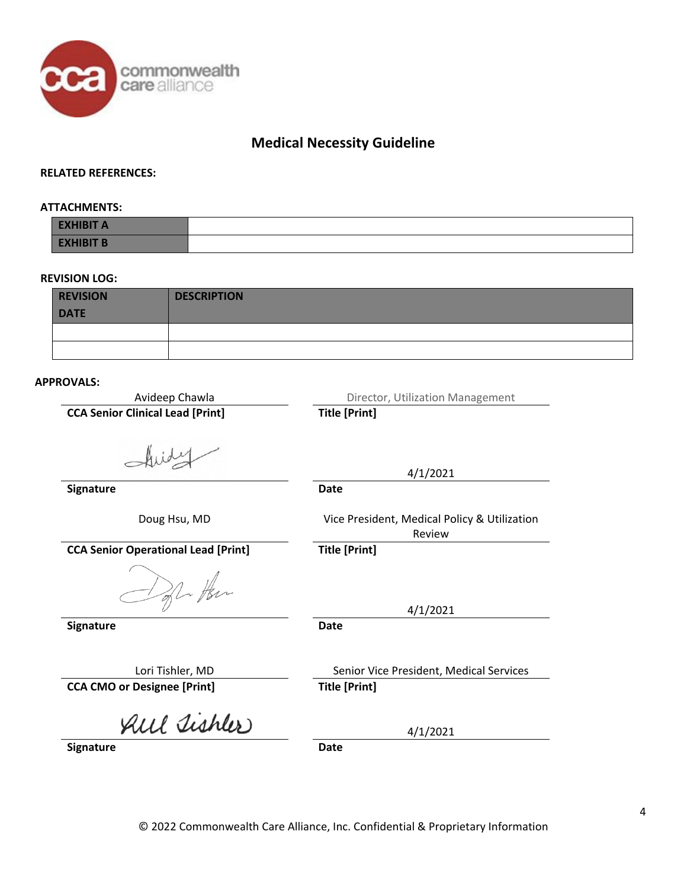## Medical Necessity Guideline

**RELATED REFERENCES:**

**ATTACHMENTS:**

| | |
|---|---|
| **EXHIBIT A** | |
| **EXHIBIT B** | |

**REVISION LOG:**

| REVISION DATE | DESCRIPTION |
|---|---|
| | |
| | |

**APPROVALS:**

| | |
|---|---|
| Avideep Chawla | Director, Utilization Management |
| **CCA Senior Clinical Lead [Print]** | **Title [Print]** |
| (signature) | 4/1/2021 |
| **Signature** | **Date** |
| Doug Hsu, MD | Vice President, Medical Policy & Utilization Review |
| **CCA Senior Operational Lead [Print]** | **Title [Print]** |
| (signature) | 4/1/2021 |
| **Signature** | **Date** |
| Lori Tishler, MD | Senior Vice President, Medical Services |
| **CCA CMO or Designee [Print]** | **Title [Print]** |
| (signature) | 4/1/2021 |
| **Signature** | **Date** |

© 2022 Commonwealth Care Alliance, Inc. Confidential & Proprietary Information